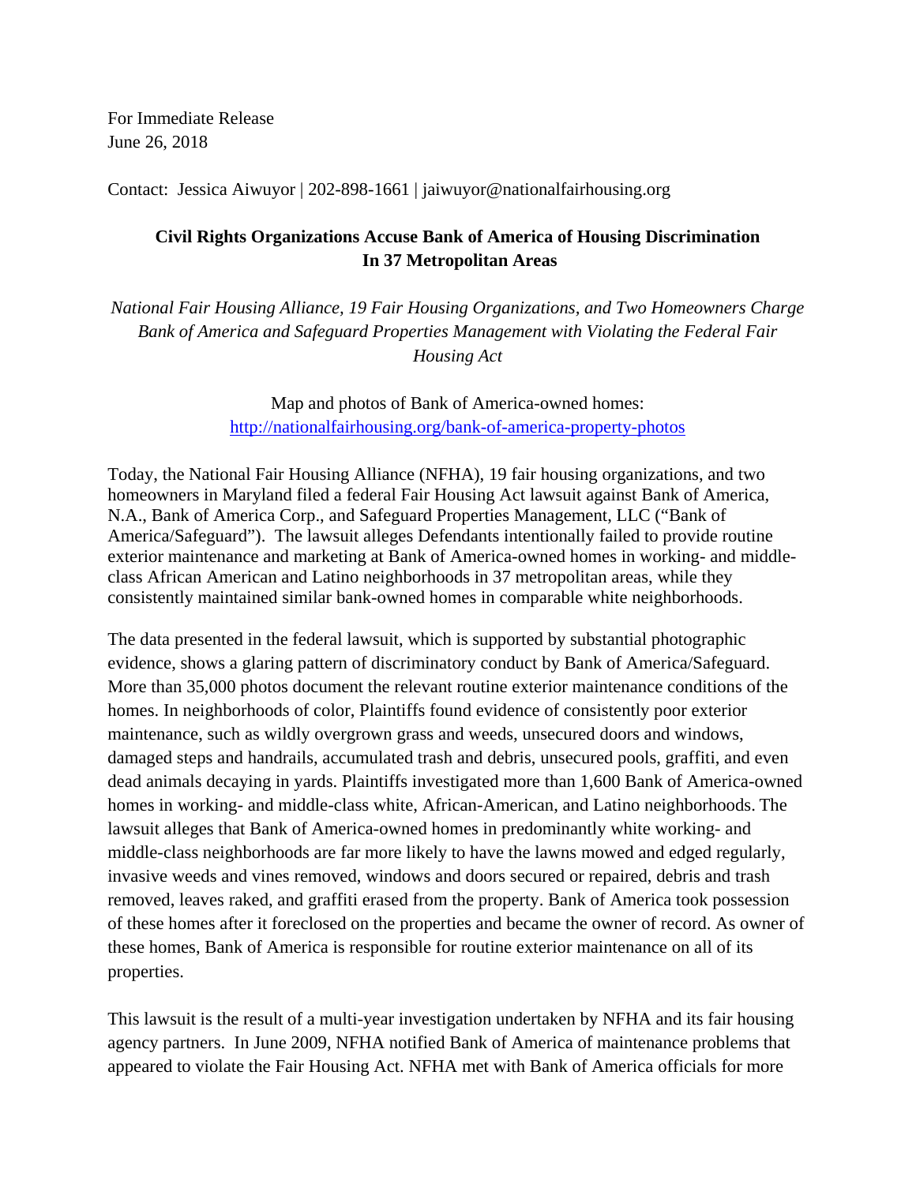For Immediate Release
June 26, 2018

Contact: Jessica Aiwuyor | 202-898-1661 | jaiwuyor@nationalfairhousing.org

**Civil Rights Organizations Accuse Bank of America of Housing Discrimination In 37 Metropolitan Areas**

*National Fair Housing Alliance, 19 Fair Housing Organizations, and Two Homeowners Charge Bank of America and Safeguard Properties Management with Violating the Federal Fair Housing Act*

Map and photos of Bank of America-owned homes:
http://nationalfairhousing.org/bank-of-america-property-photos

Today, the National Fair Housing Alliance (NFHA), 19 fair housing organizations, and two homeowners in Maryland filed a federal Fair Housing Act lawsuit against Bank of America, N.A., Bank of America Corp., and Safeguard Properties Management, LLC ("Bank of America/Safeguard"). The lawsuit alleges Defendants intentionally failed to provide routine exterior maintenance and marketing at Bank of America-owned homes in working- and middle-class African American and Latino neighborhoods in 37 metropolitan areas, while they consistently maintained similar bank-owned homes in comparable white neighborhoods.

The data presented in the federal lawsuit, which is supported by substantial photographic evidence, shows a glaring pattern of discriminatory conduct by Bank of America/Safeguard. More than 35,000 photos document the relevant routine exterior maintenance conditions of the homes. In neighborhoods of color, Plaintiffs found evidence of consistently poor exterior maintenance, such as wildly overgrown grass and weeds, unsecured doors and windows, damaged steps and handrails, accumulated trash and debris, unsecured pools, graffiti, and even dead animals decaying in yards. Plaintiffs investigated more than 1,600 Bank of America-owned homes in working- and middle-class white, African-American, and Latino neighborhoods. The lawsuit alleges that Bank of America-owned homes in predominantly white working- and middle-class neighborhoods are far more likely to have the lawns mowed and edged regularly, invasive weeds and vines removed, windows and doors secured or repaired, debris and trash removed, leaves raked, and graffiti erased from the property. Bank of America took possession of these homes after it foreclosed on the properties and became the owner of record. As owner of these homes, Bank of America is responsible for routine exterior maintenance on all of its properties.

This lawsuit is the result of a multi-year investigation undertaken by NFHA and its fair housing agency partners. In June 2009, NFHA notified Bank of America of maintenance problems that appeared to violate the Fair Housing Act. NFHA met with Bank of America officials for more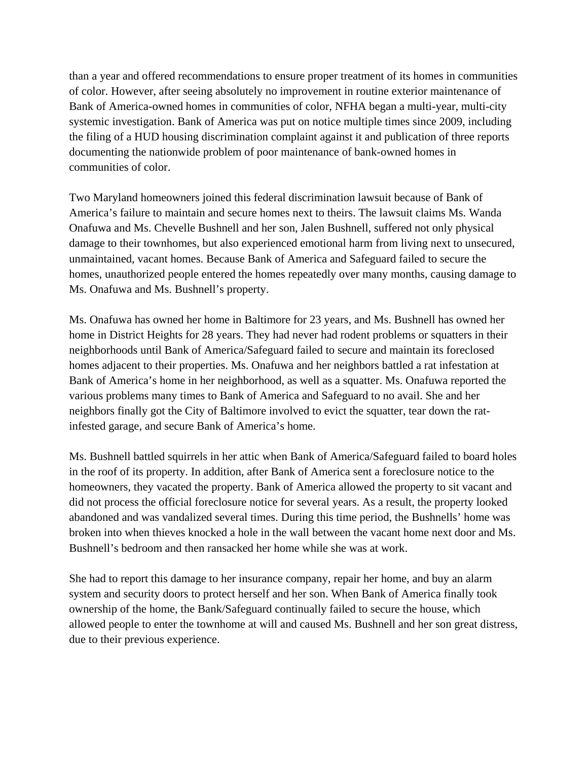than a year and offered recommendations to ensure proper treatment of its homes in communities of color. However, after seeing absolutely no improvement in routine exterior maintenance of Bank of America-owned homes in communities of color, NFHA began a multi-year, multi-city systemic investigation. Bank of America was put on notice multiple times since 2009, including the filing of a HUD housing discrimination complaint against it and publication of three reports documenting the nationwide problem of poor maintenance of bank-owned homes in communities of color.

Two Maryland homeowners joined this federal discrimination lawsuit because of Bank of America's failure to maintain and secure homes next to theirs. The lawsuit claims Ms. Wanda Onafuwa and Ms. Chevelle Bushnell and her son, Jalen Bushnell, suffered not only physical damage to their townhomes, but also experienced emotional harm from living next to unsecured, unmaintained, vacant homes. Because Bank of America and Safeguard failed to secure the homes, unauthorized people entered the homes repeatedly over many months, causing damage to Ms. Onafuwa and Ms. Bushnell's property.

Ms. Onafuwa has owned her home in Baltimore for 23 years, and Ms. Bushnell has owned her home in District Heights for 28 years. They had never had rodent problems or squatters in their neighborhoods until Bank of America/Safeguard failed to secure and maintain its foreclosed homes adjacent to their properties. Ms. Onafuwa and her neighbors battled a rat infestation at Bank of America's home in her neighborhood, as well as a squatter. Ms. Onafuwa reported the various problems many times to Bank of America and Safeguard to no avail. She and her neighbors finally got the City of Baltimore involved to evict the squatter, tear down the rat-infested garage, and secure Bank of America's home.

Ms. Bushnell battled squirrels in her attic when Bank of America/Safeguard failed to board holes in the roof of its property. In addition, after Bank of America sent a foreclosure notice to the homeowners, they vacated the property. Bank of America allowed the property to sit vacant and did not process the official foreclosure notice for several years. As a result, the property looked abandoned and was vandalized several times. During this time period, the Bushnells' home was broken into when thieves knocked a hole in the wall between the vacant home next door and Ms. Bushnell's bedroom and then ransacked her home while she was at work.

She had to report this damage to her insurance company, repair her home, and buy an alarm system and security doors to protect herself and her son. When Bank of America finally took ownership of the home, the Bank/Safeguard continually failed to secure the house, which allowed people to enter the townhome at will and caused Ms. Bushnell and her son great distress, due to their previous experience.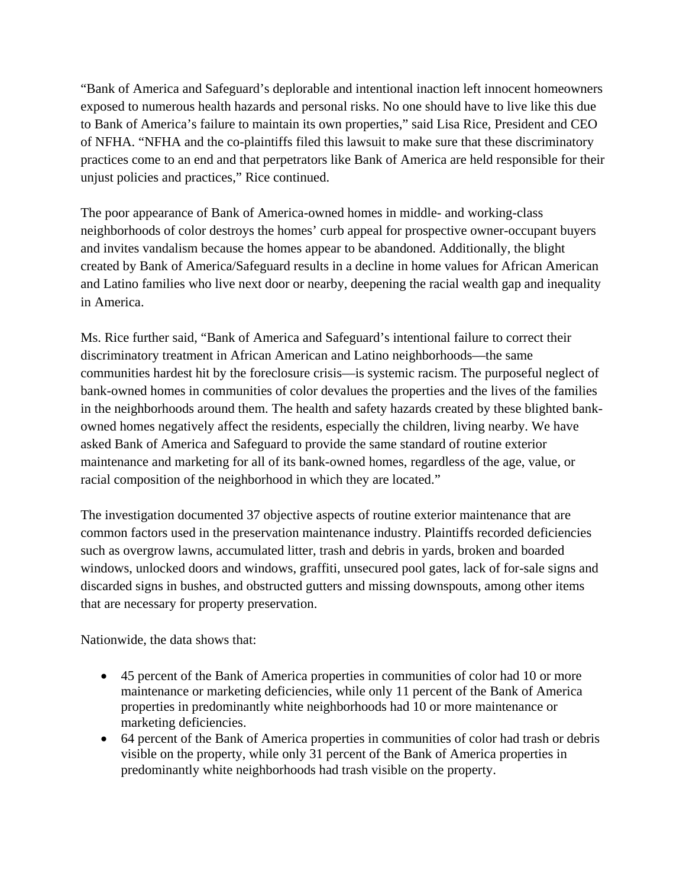"Bank of America and Safeguard's deplorable and intentional inaction left innocent homeowners exposed to numerous health hazards and personal risks. No one should have to live like this due to Bank of America's failure to maintain its own properties," said Lisa Rice, President and CEO of NFHA. "NFHA and the co-plaintiffs filed this lawsuit to make sure that these discriminatory practices come to an end and that perpetrators like Bank of America are held responsible for their unjust policies and practices," Rice continued.

The poor appearance of Bank of America-owned homes in middle- and working-class neighborhoods of color destroys the homes' curb appeal for prospective owner-occupant buyers and invites vandalism because the homes appear to be abandoned. Additionally, the blight created by Bank of America/Safeguard results in a decline in home values for African American and Latino families who live next door or nearby, deepening the racial wealth gap and inequality in America.

Ms. Rice further said, "Bank of America and Safeguard's intentional failure to correct their discriminatory treatment in African American and Latino neighborhoods—the same communities hardest hit by the foreclosure crisis—is systemic racism. The purposeful neglect of bank-owned homes in communities of color devalues the properties and the lives of the families in the neighborhoods around them. The health and safety hazards created by these blighted bank-owned homes negatively affect the residents, especially the children, living nearby. We have asked Bank of America and Safeguard to provide the same standard of routine exterior maintenance and marketing for all of its bank-owned homes, regardless of the age, value, or racial composition of the neighborhood in which they are located."

The investigation documented 37 objective aspects of routine exterior maintenance that are common factors used in the preservation maintenance industry. Plaintiffs recorded deficiencies such as overgrow lawns, accumulated litter, trash and debris in yards, broken and boarded windows, unlocked doors and windows, graffiti, unsecured pool gates, lack of for-sale signs and discarded signs in bushes, and obstructed gutters and missing downspouts, among other items that are necessary for property preservation.

Nationwide, the data shows that:

- 45 percent of the Bank of America properties in communities of color had 10 or more maintenance or marketing deficiencies, while only 11 percent of the Bank of America properties in predominantly white neighborhoods had 10 or more maintenance or marketing deficiencies.
- 64 percent of the Bank of America properties in communities of color had trash or debris visible on the property, while only 31 percent of the Bank of America properties in predominantly white neighborhoods had trash visible on the property.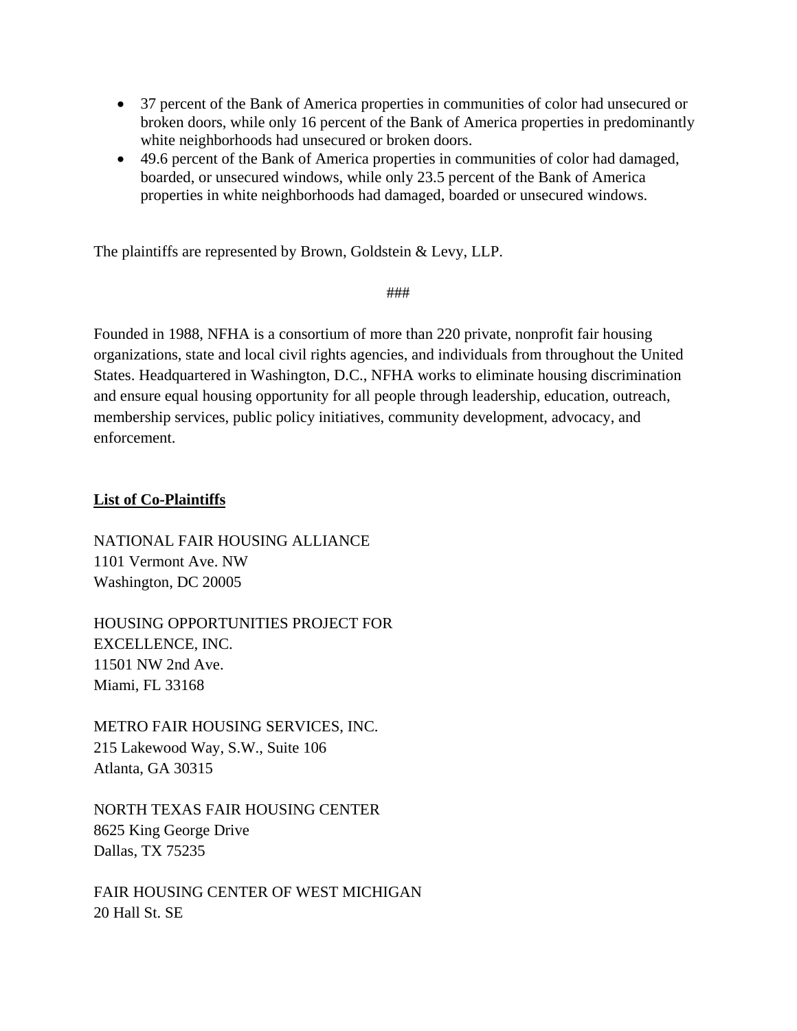- 37 percent of the Bank of America properties in communities of color had unsecured or broken doors, while only 16 percent of the Bank of America properties in predominantly white neighborhoods had unsecured or broken doors.
- 49.6 percent of the Bank of America properties in communities of color had damaged, boarded, or unsecured windows, while only 23.5 percent of the Bank of America properties in white neighborhoods had damaged, boarded or unsecured windows.

The plaintiffs are represented by Brown, Goldstein & Levy, LLP.

###

Founded in 1988, NFHA is a consortium of more than 220 private, nonprofit fair housing organizations, state and local civil rights agencies, and individuals from throughout the United States. Headquartered in Washington, D.C., NFHA works to eliminate housing discrimination and ensure equal housing opportunity for all people through leadership, education, outreach, membership services, public policy initiatives, community development, advocacy, and enforcement.

**List of Co-Plaintiffs**

NATIONAL FAIR HOUSING ALLIANCE
1101 Vermont Ave. NW
Washington, DC 20005

HOUSING OPPORTUNITIES PROJECT FOR EXCELLENCE, INC.
11501 NW 2nd Ave.
Miami, FL 33168

METRO FAIR HOUSING SERVICES, INC.
215 Lakewood Way, S.W., Suite 106
Atlanta, GA 30315

NORTH TEXAS FAIR HOUSING CENTER
8625 King George Drive
Dallas, TX 75235

FAIR HOUSING CENTER OF WEST MICHIGAN
20 Hall St. SE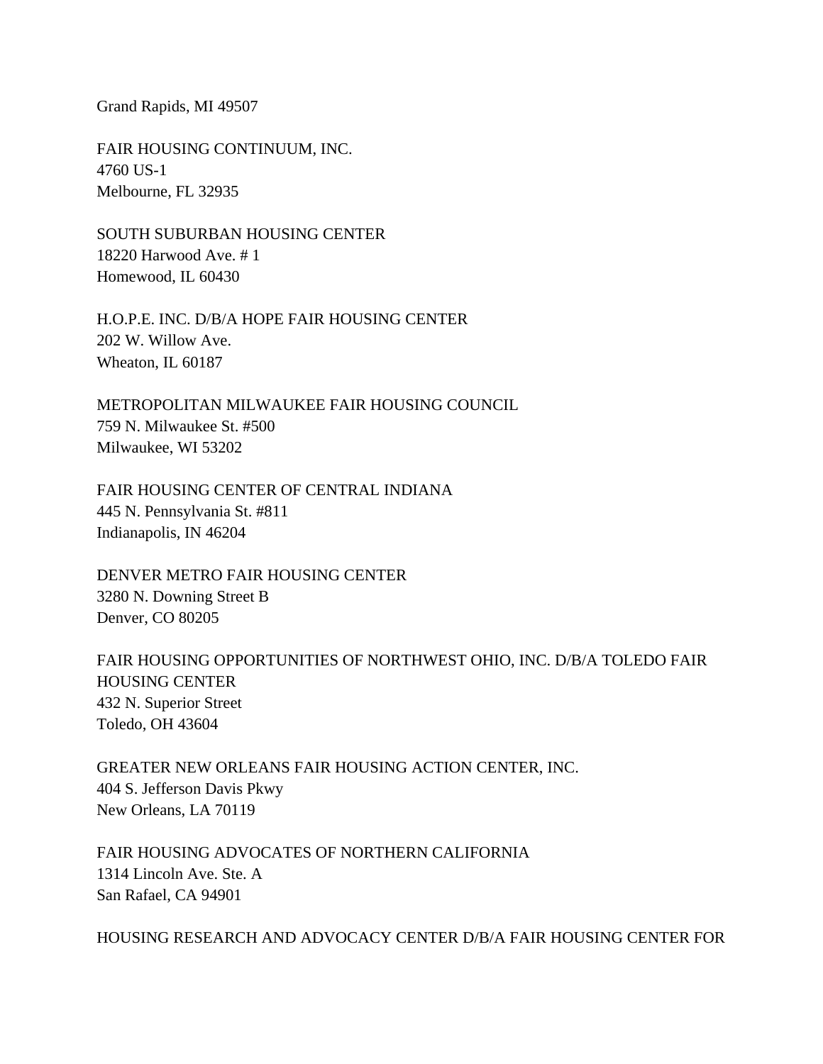Grand Rapids, MI 49507

FAIR HOUSING CONTINUUM, INC.
4760 US-1
Melbourne, FL 32935

SOUTH SUBURBAN HOUSING CENTER
18220 Harwood Ave. # 1
Homewood, IL 60430

H.O.P.E. INC. D/B/A HOPE FAIR HOUSING CENTER
202 W. Willow Ave.
Wheaton, IL 60187

METROPOLITAN MILWAUKEE FAIR HOUSING COUNCIL
759 N. Milwaukee St. #500
Milwaukee, WI 53202

FAIR HOUSING CENTER OF CENTRAL INDIANA
445 N. Pennsylvania St. #811
Indianapolis, IN 46204

DENVER METRO FAIR HOUSING CENTER
3280 N. Downing Street B
Denver, CO 80205

FAIR HOUSING OPPORTUNITIES OF NORTHWEST OHIO, INC. D/B/A TOLEDO FAIR HOUSING CENTER
432 N. Superior Street
Toledo, OH 43604

GREATER NEW ORLEANS FAIR HOUSING ACTION CENTER, INC.
404 S. Jefferson Davis Pkwy
New Orleans, LA 70119

FAIR HOUSING ADVOCATES OF NORTHERN CALIFORNIA
1314 Lincoln Ave. Ste. A
San Rafael, CA 94901

HOUSING RESEARCH AND ADVOCACY CENTER D/B/A FAIR HOUSING CENTER FOR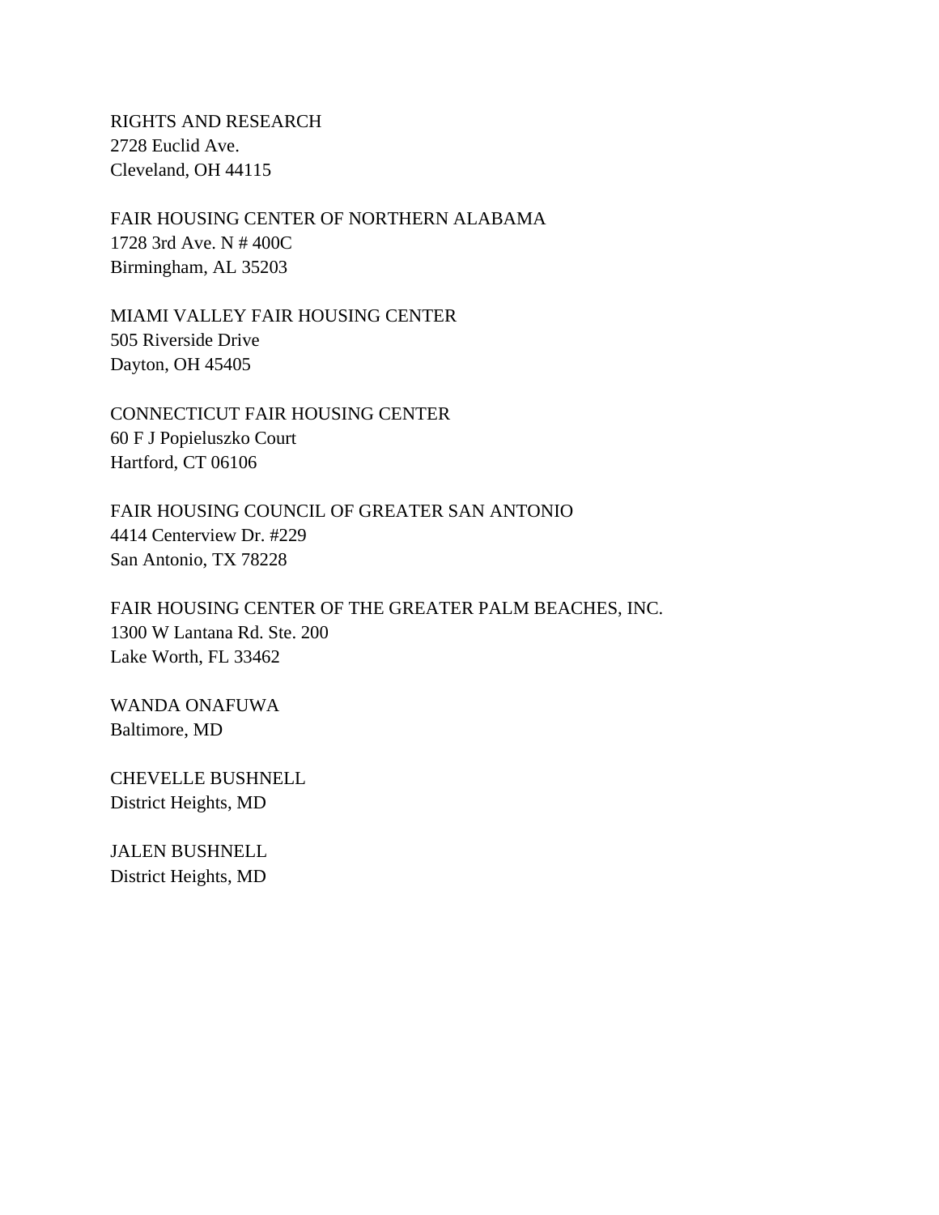RIGHTS AND RESEARCH
2728 Euclid Ave.
Cleveland, OH 44115

FAIR HOUSING CENTER OF NORTHERN ALABAMA
1728 3rd Ave. N # 400C
Birmingham, AL 35203

MIAMI VALLEY FAIR HOUSING CENTER
505 Riverside Drive
Dayton, OH 45405

CONNECTICUT FAIR HOUSING CENTER
60 F J Popieluszko Court
Hartford, CT 06106

FAIR HOUSING COUNCIL OF GREATER SAN ANTONIO
4414 Centerview Dr. #229
San Antonio, TX 78228

FAIR HOUSING CENTER OF THE GREATER PALM BEACHES, INC.
1300 W Lantana Rd. Ste. 200
Lake Worth, FL 33462

WANDA ONAFUWA
Baltimore, MD

CHEVELLE BUSHNELL
District Heights, MD

JALEN BUSHNELL
District Heights, MD